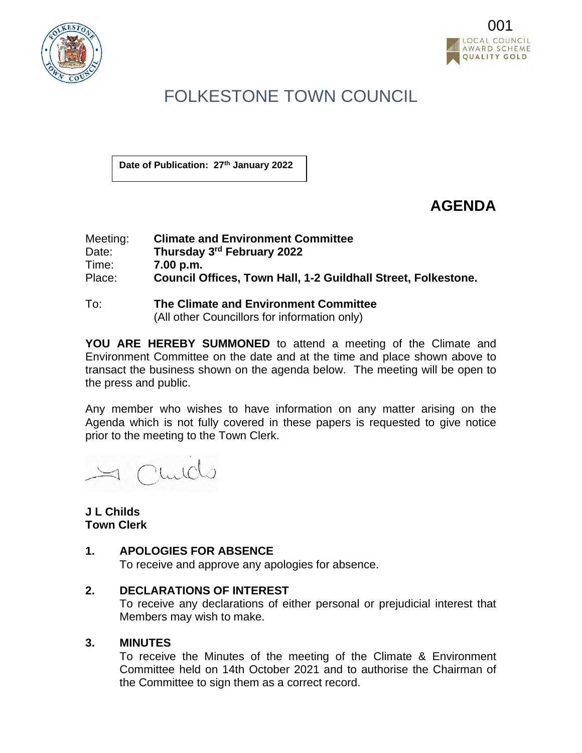# FOLKESTONE TOWN COUNCIL

**Date of Publication: 27th January 2022**

## AGENDA

Meeting: **Climate and Environment Committee**
Date: **Thursday 3rd February 2022**
Time: **7.00 p.m.**
Place: **Council Offices, Town Hall, 1-2 Guildhall Street, Folkestone.**

To: **The Climate and Environment Committee**
(All other Councillors for information only)

**YOU ARE HEREBY SUMMONED** to attend a meeting of the Climate and Environment Committee on the date and at the time and place shown above to transact the business shown on the agenda below. The meeting will be open to the press and public.

Any member who wishes to have information on any matter arising on the Agenda which is not fully covered in these papers is requested to give notice prior to the meeting to the Town Clerk.

**J L Childs**
**Town Clerk**

**1. APOLOGIES FOR ABSENCE**
To receive and approve any apologies for absence.

**2. DECLARATIONS OF INTEREST**
To receive any declarations of either personal or prejudicial interest that Members may wish to make.

**3. MINUTES**
To receive the Minutes of the meeting of the Climate & Environment Committee held on 14th October 2021 and to authorise the Chairman of the Committee to sign them as a correct record.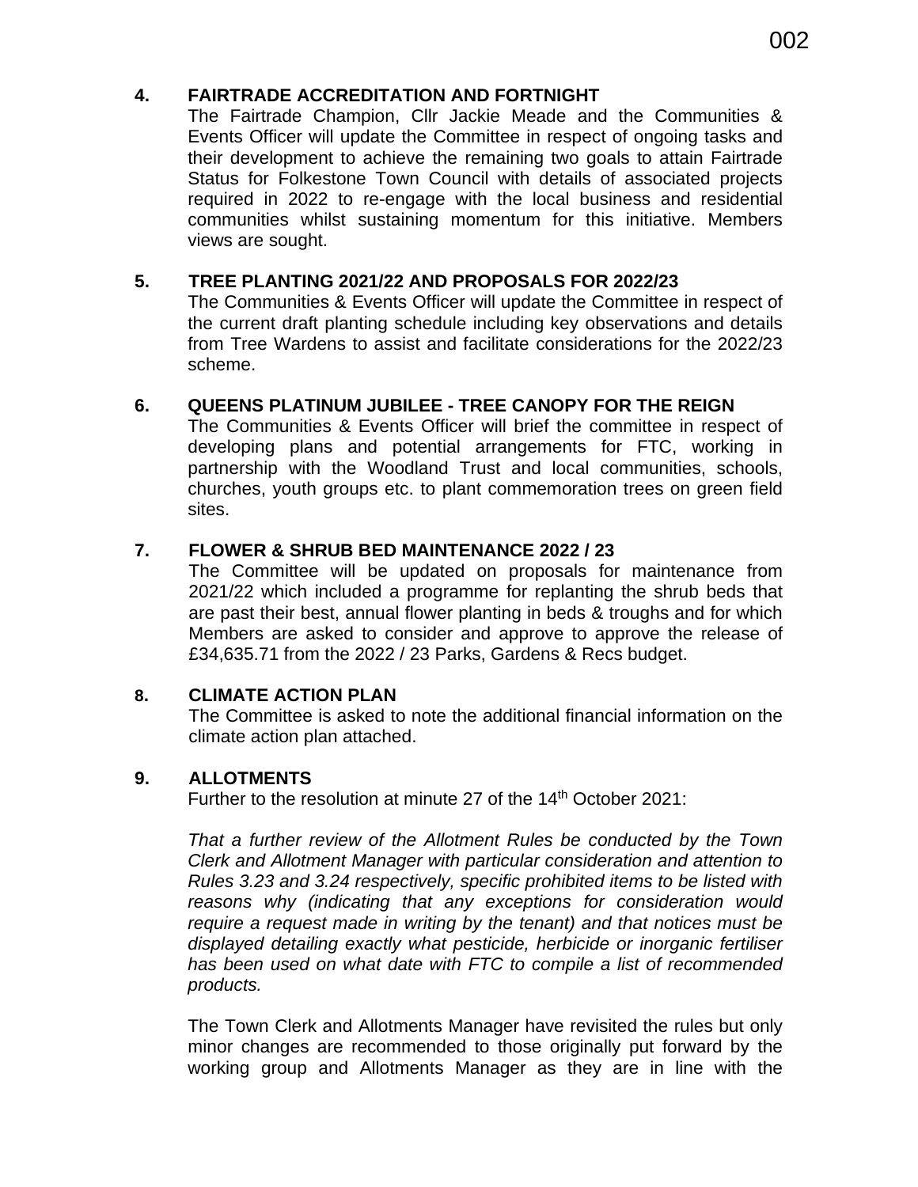**4. FAIRTRADE ACCREDITATION AND FORTNIGHT**

The Fairtrade Champion, Cllr Jackie Meade and the Communities & Events Officer will update the Committee in respect of ongoing tasks and their development to achieve the remaining two goals to attain Fairtrade Status for Folkestone Town Council with details of associated projects required in 2022 to re-engage with the local business and residential communities whilst sustaining momentum for this initiative. Members views are sought.

**5. TREE PLANTING 2021/22 AND PROPOSALS FOR 2022/23**

The Communities & Events Officer will update the Committee in respect of the current draft planting schedule including key observations and details from Tree Wardens to assist and facilitate considerations for the 2022/23 scheme.

**6. QUEENS PLATINUM JUBILEE - TREE CANOPY FOR THE REIGN**

The Communities & Events Officer will brief the committee in respect of developing plans and potential arrangements for FTC, working in partnership with the Woodland Trust and local communities, schools, churches, youth groups etc. to plant commemoration trees on green field sites.

**7. FLOWER & SHRUB BED MAINTENANCE 2022 / 23**

The Committee will be updated on proposals for maintenance from 2021/22 which included a programme for replanting the shrub beds that are past their best, annual flower planting in beds & troughs and for which Members are asked to consider and approve to approve the release of £34,635.71 from the 2022 / 23 Parks, Gardens & Recs budget.

**8. CLIMATE ACTION PLAN**

The Committee is asked to note the additional financial information on the climate action plan attached.

**9. ALLOTMENTS**

Further to the resolution at minute 27 of the 14th October 2021:

*That a further review of the Allotment Rules be conducted by the Town Clerk and Allotment Manager with particular consideration and attention to Rules 3.23 and 3.24 respectively, specific prohibited items to be listed with reasons why (indicating that any exceptions for consideration would require a request made in writing by the tenant) and that notices must be displayed detailing exactly what pesticide, herbicide or inorganic fertiliser has been used on what date with FTC to compile a list of recommended products.*

The Town Clerk and Allotments Manager have revisited the rules but only minor changes are recommended to those originally put forward by the working group and Allotments Manager as they are in line with the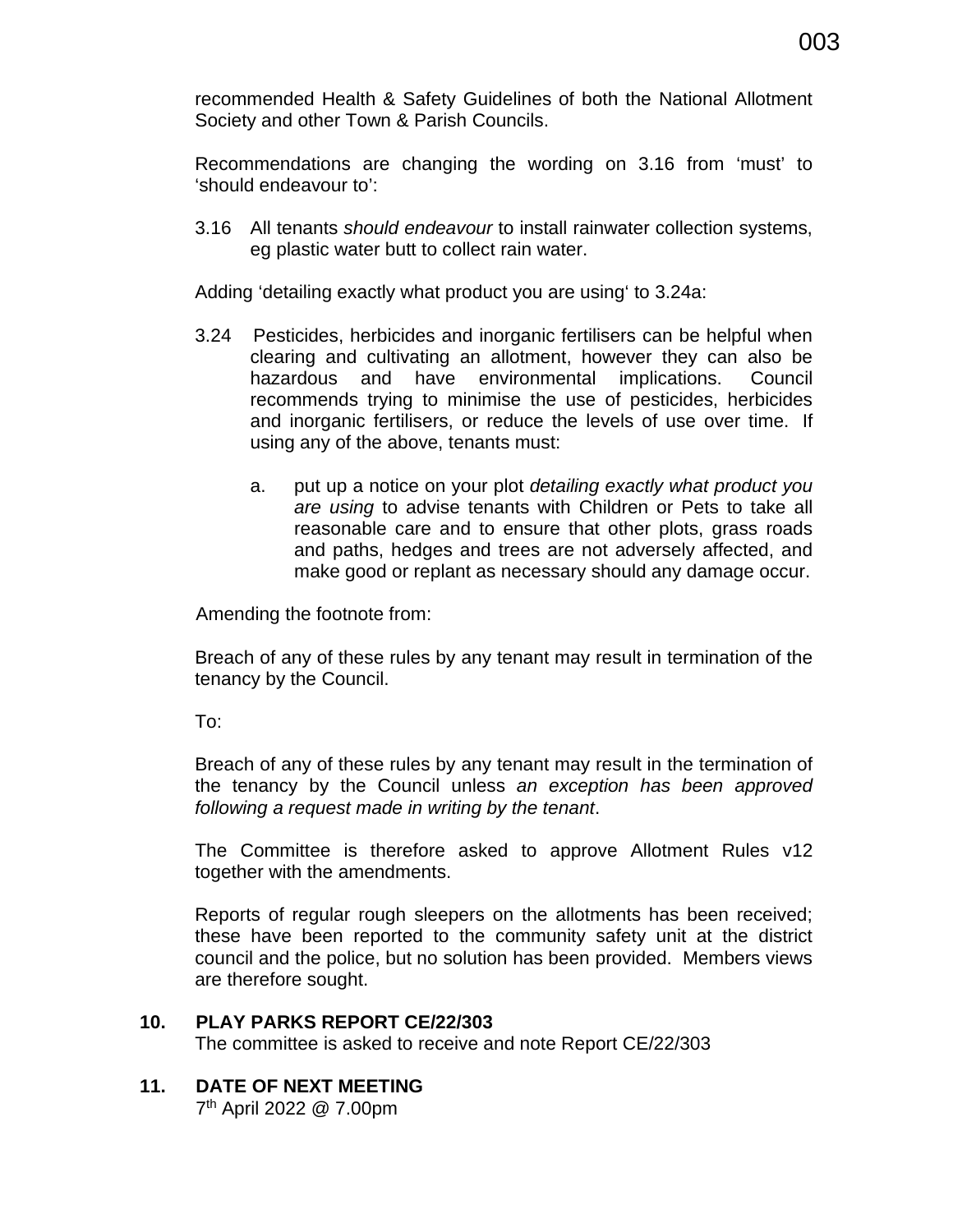recommended Health & Safety Guidelines of both the National Allotment Society and other Town & Parish Councils.

Recommendations are changing the wording on 3.16 from 'must' to 'should endeavour to':

3.16 All tenants *should endeavour* to install rainwater collection systems, eg plastic water butt to collect rain water.

Adding 'detailing exactly what product you are using' to 3.24a:

3.24 Pesticides, herbicides and inorganic fertilisers can be helpful when clearing and cultivating an allotment, however they can also be hazardous and have environmental implications. Council recommends trying to minimise the use of pesticides, herbicides and inorganic fertilisers, or reduce the levels of use over time. If using any of the above, tenants must:

   a. put up a notice on your plot *detailing exactly what product you are using* to advise tenants with Children or Pets to take all reasonable care and to ensure that other plots, grass roads and paths, hedges and trees are not adversely affected, and make good or replant as necessary should any damage occur.

Amending the footnote from:

Breach of any of these rules by any tenant may result in termination of the tenancy by the Council.

To:

Breach of any of these rules by any tenant may result in the termination of the tenancy by the Council unless *an exception has been approved following a request made in writing by the tenant*.

The Committee is therefore asked to approve Allotment Rules v12 together with the amendments.

Reports of regular rough sleepers on the allotments has been received; these have been reported to the community safety unit at the district council and the police, but no solution has been provided. Members views are therefore sought.

**10. PLAY PARKS REPORT CE/22/303**

The committee is asked to receive and note Report CE/22/303

**11. DATE OF NEXT MEETING**

7th April 2022 @ 7.00pm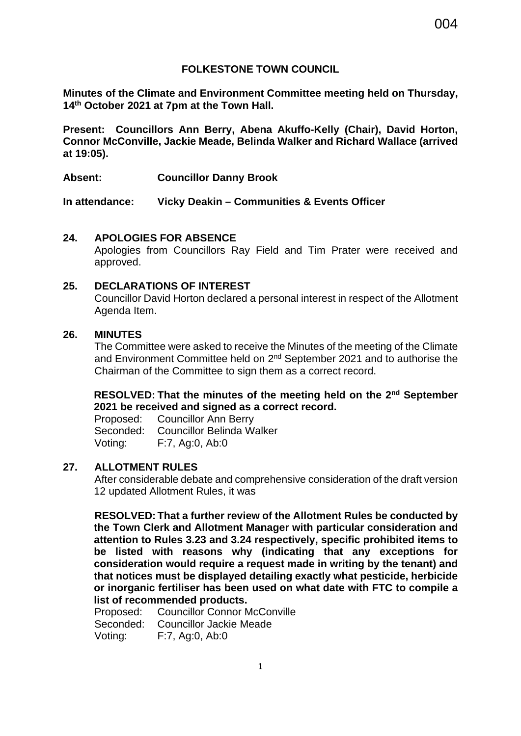## FOLKESTONE TOWN COUNCIL

**Minutes of the Climate and Environment Committee meeting held on Thursday, 14th October 2021 at 7pm at the Town Hall.**

**Present: Councillors Ann Berry, Abena Akuffo-Kelly (Chair), David Horton, Connor McConville, Jackie Meade, Belinda Walker and Richard Wallace (arrived at 19:05).**

**Absent:** **Councillor Danny Brook**

**In attendance:** **Vicky Deakin – Communities & Events Officer**

### 24. APOLOGIES FOR ABSENCE

Apologies from Councillors Ray Field and Tim Prater were received and approved.

### 25. DECLARATIONS OF INTEREST

Councillor David Horton declared a personal interest in respect of the Allotment Agenda Item.

### 26. MINUTES

The Committee were asked to receive the Minutes of the meeting of the Climate and Environment Committee held on 2nd September 2021 and to authorise the Chairman of the Committee to sign them as a correct record.

**RESOLVED: That the minutes of the meeting held on the 2nd September 2021 be received and signed as a correct record.**

Proposed: Councillor Ann Berry
Seconded: Councillor Belinda Walker
Voting: F:7, Ag:0, Ab:0

### 27. ALLOTMENT RULES

After considerable debate and comprehensive consideration of the draft version 12 updated Allotment Rules, it was

**RESOLVED: That a further review of the Allotment Rules be conducted by the Town Clerk and Allotment Manager with particular consideration and attention to Rules 3.23 and 3.24 respectively, specific prohibited items to be listed with reasons why (indicating that any exceptions for consideration would require a request made in writing by the tenant) and that notices must be displayed detailing exactly what pesticide, herbicide or inorganic fertiliser has been used on what date with FTC to compile a list of recommended products.**

Proposed: Councillor Connor McConville
Seconded: Councillor Jackie Meade
Voting: F:7, Ag:0, Ab:0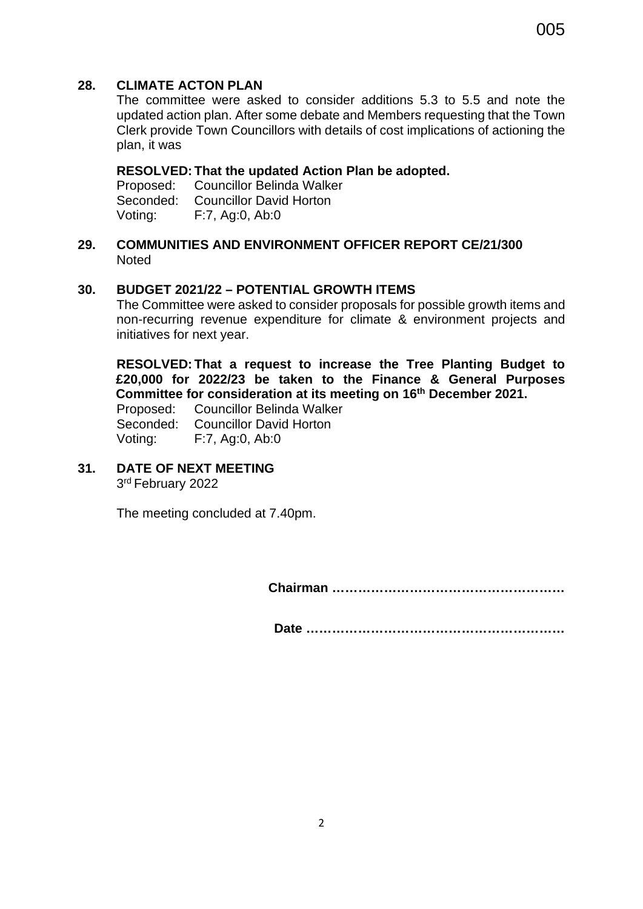## 28. CLIMATE ACTON PLAN

The committee were asked to consider additions 5.3 to 5.5 and note the updated action plan. After some debate and Members requesting that the Town Clerk provide Town Councillors with details of cost implications of actioning the plan, it was

**RESOLVED: That the updated Action Plan be adopted.**

Proposed: Councillor Belinda Walker
Seconded: Councillor David Horton
Voting: F:7, Ag:0, Ab:0

## 29. COMMUNITIES AND ENVIRONMENT OFFICER REPORT CE/21/300

Noted

## 30. BUDGET 2021/22 – POTENTIAL GROWTH ITEMS

The Committee were asked to consider proposals for possible growth items and non-recurring revenue expenditure for climate & environment projects and initiatives for next year.

**RESOLVED: That a request to increase the Tree Planting Budget to £20,000 for 2022/23 be taken to the Finance & General Purposes Committee for consideration at its meeting on 16th December 2021.**

Proposed: Councillor Belinda Walker
Seconded: Councillor David Horton
Voting: F:7, Ag:0, Ab:0

## 31. DATE OF NEXT MEETING

3rd February 2022

The meeting concluded at 7.40pm.

**Chairman …………………………………………….**

**Date ………………………………………………….**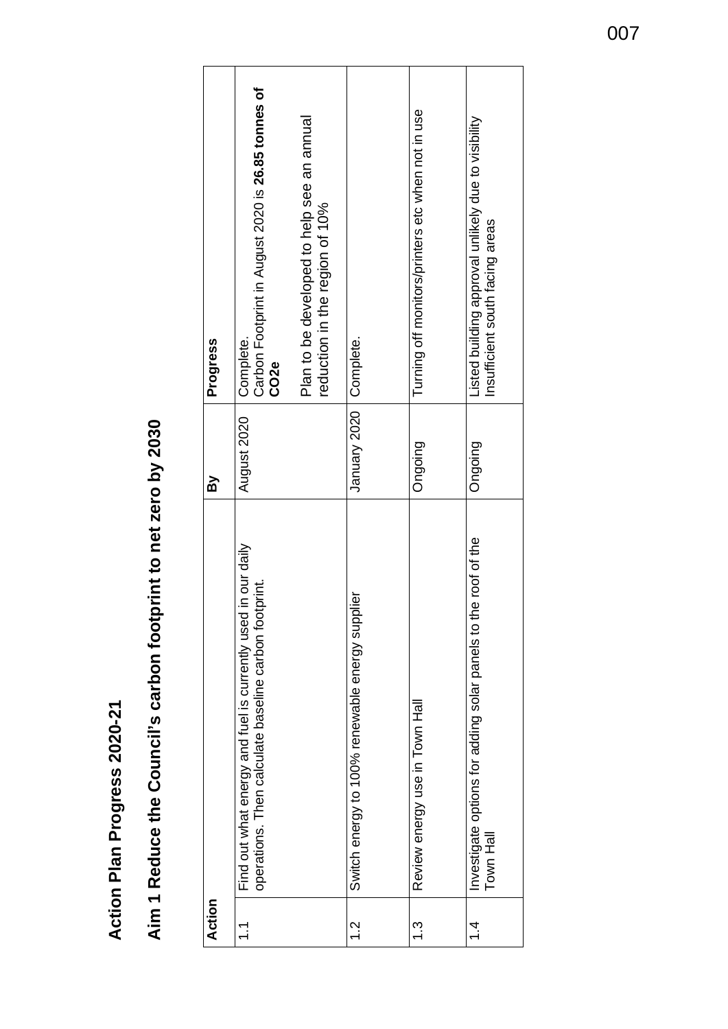# Action Plan Progress 2020-21

## Aim 1 Reduce the Council's carbon footprint to net zero by 2030

| Action | | By | Progress |
|---|---|---|---|
| 1.1 | Find out what energy and fuel is currently used in our daily operations. Then calculate baseline carbon footprint. | August 2020 | Complete.<br>Carbon Footprint in August 2020 is **26.85 tonnes of $CO_2e$**<br><br>Plan to be developed to help see an annual reduction in the region of 10% |
| 1.2 | Switch energy to 100% renewable energy supplier | January 2020 | Complete. |
| 1.3 | Review energy use in Town Hall | Ongoing | Turning off monitors/printers etc when not in use |
| 1.4 | Investigate options for adding solar panels to the roof of the Town Hall | Ongoing | Listed building approval unlikely due to visibility<br>Insufficient south facing areas |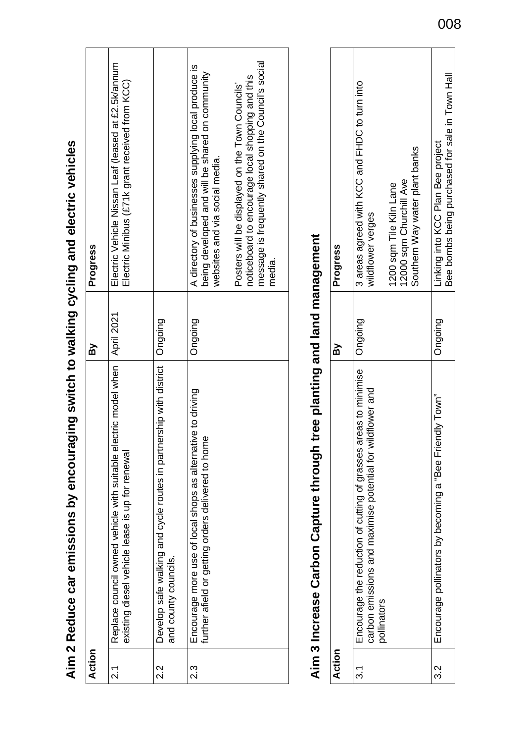## Aim 2 Reduce car emissions by encouraging switch to walking cycling and electric vehicles

| Action | | By | Progress |
|---|---|---|---|
| 2.1 | Replace council owned vehicle with suitable electric model when existing diesel vehicle lease is up for renewal | April 2021 | Electric Vehicle Nissan Leaf (leased at £2.5k/annum<br>Electric Minibus (£71k grant received from KCC) |
| 2.2 | Develop safe walking and cycle routes in partnership with district and county councils. | Ongoing | |
| 2.3 | Encourage more use of local shops as alternative to driving further afield or getting orders delivered to home | Ongoing | A directory of businesses supplying local produce is being developed and will be shared on community websites and via social media.<br><br>Posters will be displayed on the Town Councils' noticeboard to encourage local shopping and this message is frequently shared on the Council's social media. |

## Aim 3 Increase Carbon Capture through tree planting and land management

| Action | | By | Progress |
|---|---|---|---|
| 3.1 | Encourage the reduction of cutting of grasses areas to minimise carbon emissions and maximise potential for wildflower and pollinators | Ongoing | 3 areas agreed with KCC and FHDC to turn into wildflower verges<br><br>1200 sqm Tile Kiln Lane<br>12000 sqm Churchill Ave<br>Southern Way water plant banks |
| 3.2 | Encourage pollinators by becoming a "Bee Friendly Town" | Ongoing | Linking into KCC Plan Bee project<br>Bee bombs being purchased for sale in Town Hall |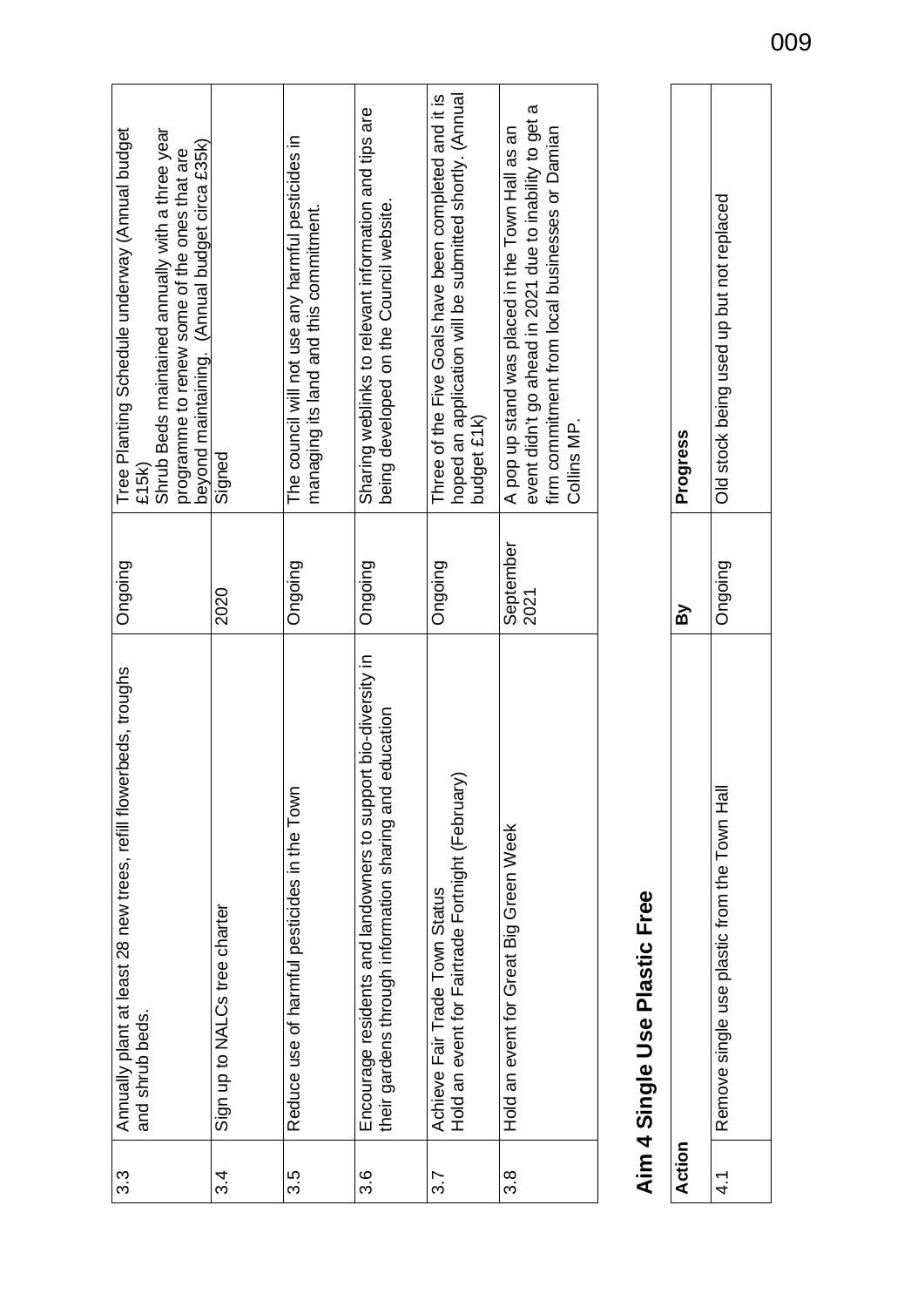| | | | |
|---|---|---|---|
| 3.3 | Annually plant at least 28 new trees, refill flowerbeds, troughs and shrub beds. | Ongoing | Tree Planting Schedule underway (Annual budget £15k)<br>Shrub Beds maintained annually with a three year programme to renew some of the ones that are beyond maintaining. (Annual budget circa £35k) |
| 3.4 | Sign up to NALCs tree charter | 2020 | Signed |
| 3.5 | Reduce use of harmful pesticides in the Town | Ongoing | The council will not use any harmful pesticides in managing its land and this commitment. |
| 3.6 | Encourage residents and landowners to support bio-diversity in their gardens through information sharing and education | Ongoing | Sharing weblinks to relevant information and tips are being developed on the Council website. |
| 3.7 | Achieve Fair Trade Town Status<br>Hold an event for Fairtrade Fortnight (February) | Ongoing | Three of the Five Goals have been completed and it is hoped an application will be submitted shortly. (Annual budget £1k) |
| 3.8 | Hold an event for Great Big Green Week | September 2021 | A pop up stand was placed in the Town Hall as an event didn't go ahead in 2021 due to inability to get a firm commitment from local businesses or Damian Collins MP. |

## Aim 4 Single Use Plastic Free

| Action | | By | Progress |
|---|---|---|---|
| 4.1 | Remove single use plastic from the Town Hall | Ongoing | Old stock being used up but not replaced |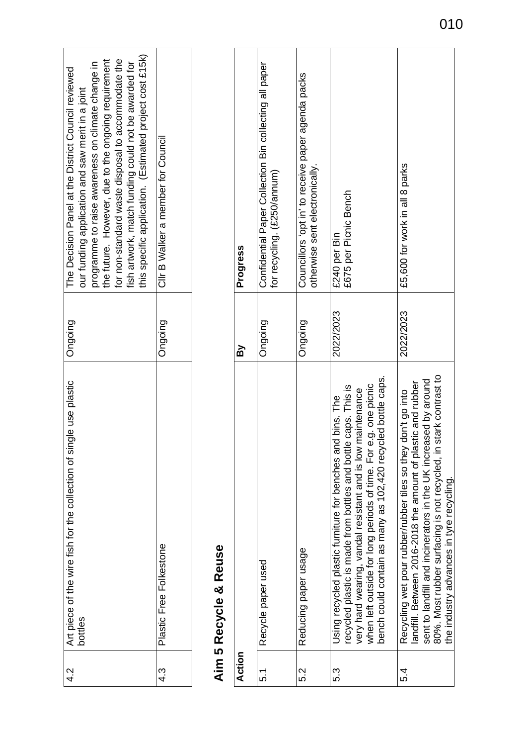| | | | |
|---|---|---|---|
| 4.2 | Art piece of the wire fish for the collection of single use plastic bottles | Ongoing | The Decision Panel at the District Council reviewed our funding application and saw merit in a joint programme to raise awareness on climate change in the future. However, due to the ongoing requirement for non-standard waste disposal to accommodate the fish artwork, match funding could not be awarded for this specific application. (Estimated project cost £15k) |
| 4.3 | Plastic Free Folkestone | Ongoing | Cllr B Walker a member for Council |

## Aim 5 Recycle & Reuse

| Action | | By | Progress |
|---|---|---|---|
| 5.1 | Recycle paper used | Ongoing | Confidential Paper Collection Bin collecting all paper for recycling. (£250/annum) |
| 5.2 | Reducing paper usage | Ongoing | Councillors 'opt in' to receive paper agenda packs otherwise sent electronically. |
| 5.3 | Using recycled plastic furniture for benches and bins. The recycled plastic is made from bottles and bottle caps. This is very hard wearing, vandal resistant and is low maintenance when left outside for long periods of time. For e.g. one picnic bench could contain as many as 102,420 recycled bottle caps. | 2022/2023 | £240 per Bin<br>£675 per Picnic Bench |
| 5.4 | Recycling wet pour rubber/rubber tiles so they don't go into landfill. Between 2016-2018 the amount of plastic and rubber sent to landfill and incinerators in the UK increased by around 80%. Most rubber surfacing is not recycled, in stark contrast to the industry advances in tyre recycling. | 2022/2023 | £5,600 for work in all 8 parks |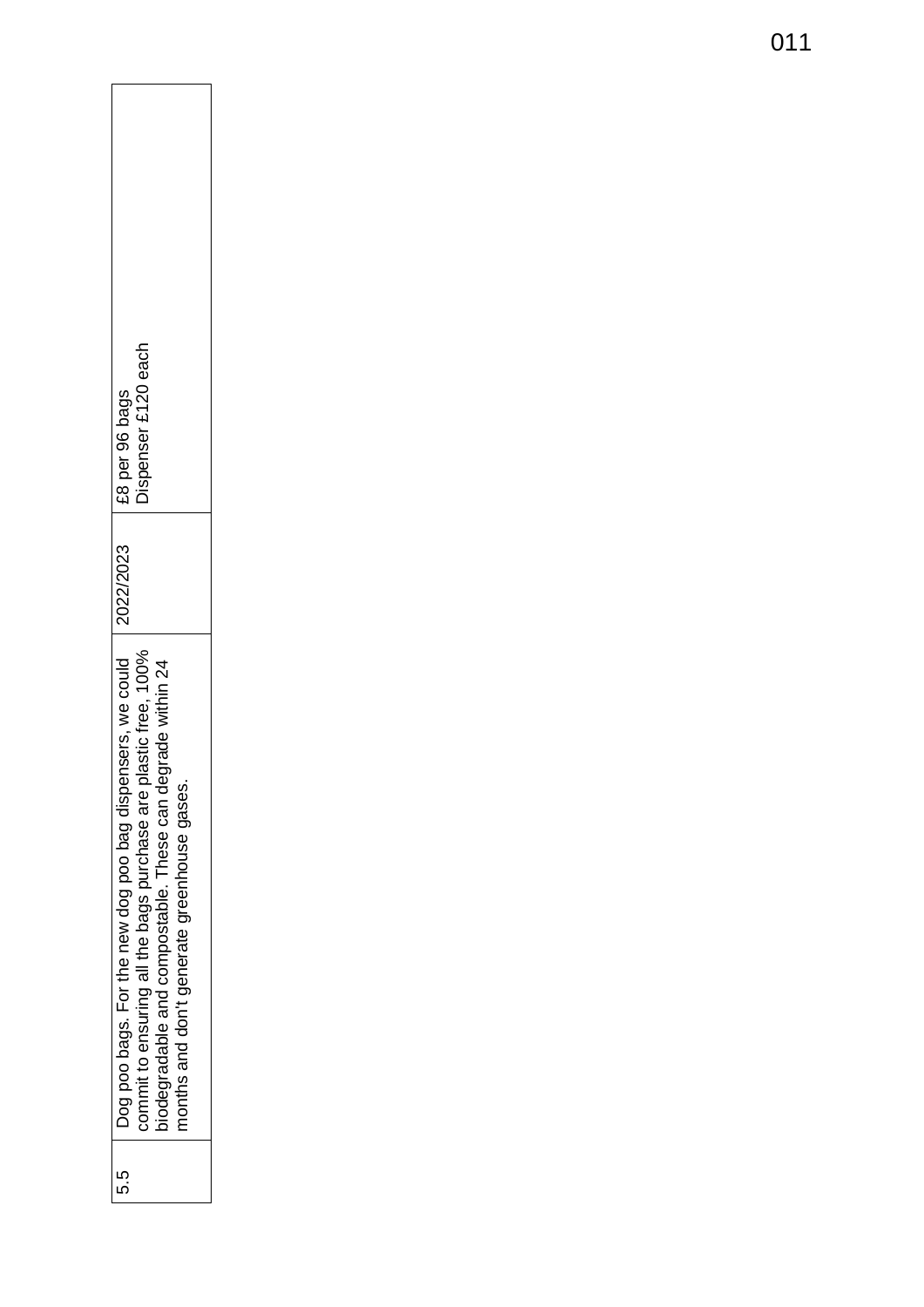| 5.5 | Dog poo bags. For the new dog poo bag dispensers, we could commit to ensuring all the bags purchase are plastic free, 100% biodegradable and compostable. These can degrade within 24 months and don't generate greenhouse gases. | 2022/2023 | £8 per 96 bags<br>Dispenser £120 each |
|---|---|---|---|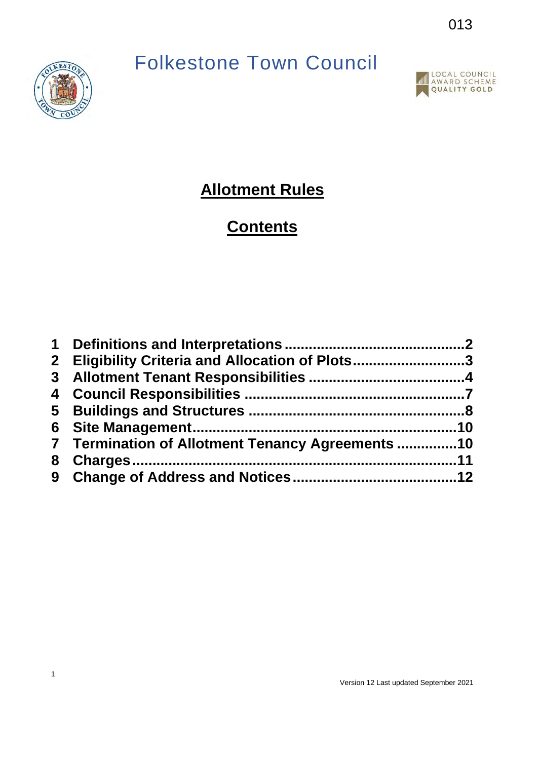# Folkestone Town Council

## Allotment Rules

## Contents

1 Definitions and Interpretations ............................................2
2 Eligibility Criteria and Allocation of Plots...........................3
3 Allotment Tenant Responsibilities ......................................4
4 Council Responsibilities ......................................................7
5 Buildings and Structures .....................................................8
6 Site Management...............................................................10
7 Termination of Allotment Tenancy Agreements ...............10
8 Charges..............................................................................11
9 Change of Address and Notices........................................12

Version 12 Last updated September 2021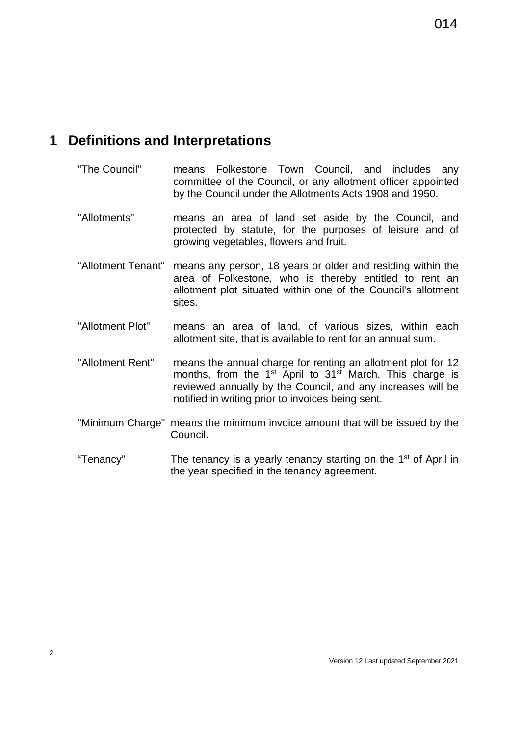## 1 Definitions and Interpretations

"The Council" means Folkestone Town Council, and includes any committee of the Council, or any allotment officer appointed by the Council under the Allotments Acts 1908 and 1950.

"Allotments" means an area of land set aside by the Council, and protected by statute, for the purposes of leisure and of growing vegetables, flowers and fruit.

"Allotment Tenant" means any person, 18 years or older and residing within the area of Folkestone, who is thereby entitled to rent an allotment plot situated within one of the Council's allotment sites.

"Allotment Plot" means an area of land, of various sizes, within each allotment site, that is available to rent for an annual sum.

"Allotment Rent" means the annual charge for renting an allotment plot for 12 months, from the 1st April to 31st March. This charge is reviewed annually by the Council, and any increases will be notified in writing prior to invoices being sent.

"Minimum Charge" means the minimum invoice amount that will be issued by the Council.

"Tenancy" The tenancy is a yearly tenancy starting on the 1st of April in the year specified in the tenancy agreement.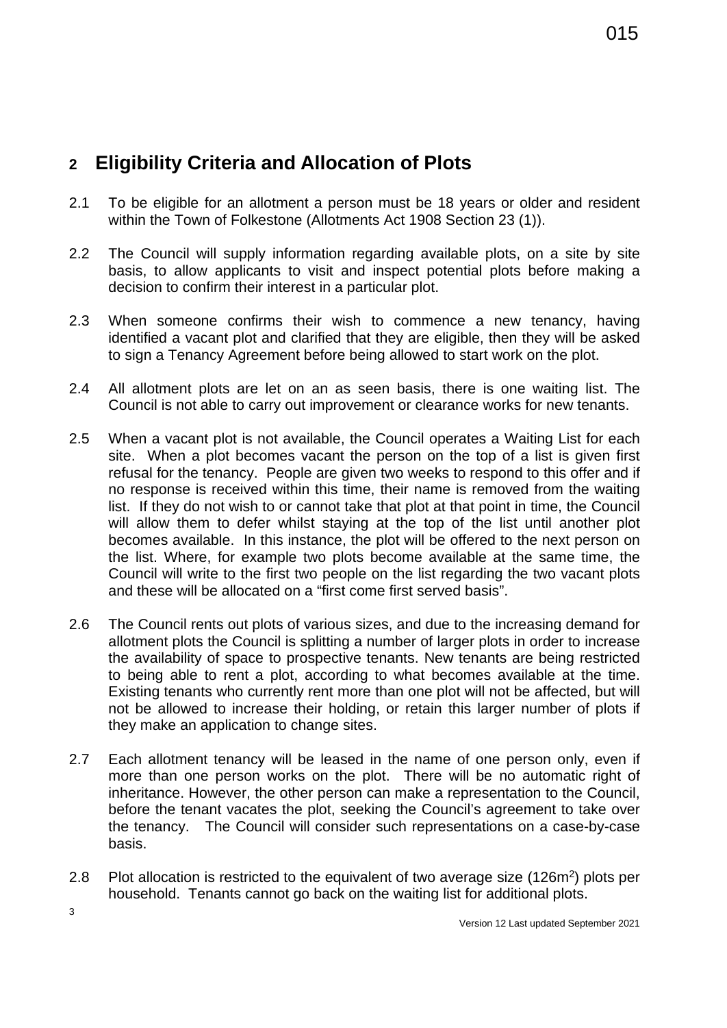## 2 Eligibility Criteria and Allocation of Plots

2.1 To be eligible for an allotment a person must be 18 years or older and resident within the Town of Folkestone (Allotments Act 1908 Section 23 (1)).

2.2 The Council will supply information regarding available plots, on a site by site basis, to allow applicants to visit and inspect potential plots before making a decision to confirm their interest in a particular plot.

2.3 When someone confirms their wish to commence a new tenancy, having identified a vacant plot and clarified that they are eligible, then they will be asked to sign a Tenancy Agreement before being allowed to start work on the plot.

2.4 All allotment plots are let on an as seen basis, there is one waiting list. The Council is not able to carry out improvement or clearance works for new tenants.

2.5 When a vacant plot is not available, the Council operates a Waiting List for each site. When a plot becomes vacant the person on the top of a list is given first refusal for the tenancy. People are given two weeks to respond to this offer and if no response is received within this time, their name is removed from the waiting list. If they do not wish to or cannot take that plot at that point in time, the Council will allow them to defer whilst staying at the top of the list until another plot becomes available. In this instance, the plot will be offered to the next person on the list. Where, for example two plots become available at the same time, the Council will write to the first two people on the list regarding the two vacant plots and these will be allocated on a "first come first served basis".

2.6 The Council rents out plots of various sizes, and due to the increasing demand for allotment plots the Council is splitting a number of larger plots in order to increase the availability of space to prospective tenants. New tenants are being restricted to being able to rent a plot, according to what becomes available at the time. Existing tenants who currently rent more than one plot will not be affected, but will not be allowed to increase their holding, or retain this larger number of plots if they make an application to change sites.

2.7 Each allotment tenancy will be leased in the name of one person only, even if more than one person works on the plot. There will be no automatic right of inheritance. However, the other person can make a representation to the Council, before the tenant vacates the plot, seeking the Council's agreement to take over the tenancy. The Council will consider such representations on a case-by-case basis.

2.8 Plot allocation is restricted to the equivalent of two average size (126m$^2$) plots per household. Tenants cannot go back on the waiting list for additional plots.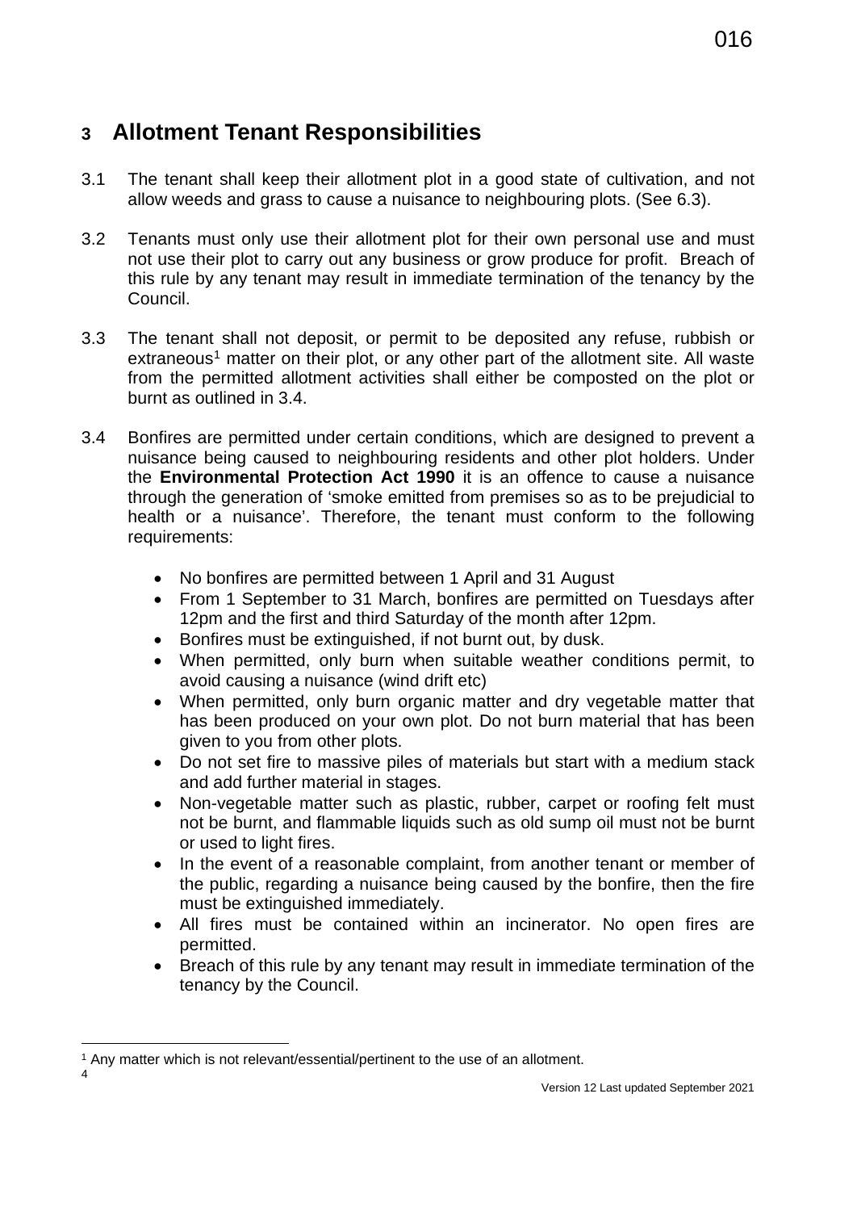# 3 Allotment Tenant Responsibilities

3.1 The tenant shall keep their allotment plot in a good state of cultivation, and not allow weeds and grass to cause a nuisance to neighbouring plots. (See 6.3).

3.2 Tenants must only use their allotment plot for their own personal use and must not use their plot to carry out any business or grow produce for profit. Breach of this rule by any tenant may result in immediate termination of the tenancy by the Council.

3.3 The tenant shall not deposit, or permit to be deposited any refuse, rubbish or extraneous[1] matter on their plot, or any other part of the allotment site. All waste from the permitted allotment activities shall either be composted on the plot or burnt as outlined in 3.4.

3.4 Bonfires are permitted under certain conditions, which are designed to prevent a nuisance being caused to neighbouring residents and other plot holders. Under the **Environmental Protection Act 1990** it is an offence to cause a nuisance through the generation of 'smoke emitted from premises so as to be prejudicial to health or a nuisance'. Therefore, the tenant must conform to the following requirements:

- No bonfires are permitted between 1 April and 31 August
- From 1 September to 31 March, bonfires are permitted on Tuesdays after 12pm and the first and third Saturday of the month after 12pm.
- Bonfires must be extinguished, if not burnt out, by dusk.
- When permitted, only burn when suitable weather conditions permit, to avoid causing a nuisance (wind drift etc)
- When permitted, only burn organic matter and dry vegetable matter that has been produced on your own plot. Do not burn material that has been given to you from other plots.
- Do not set fire to massive piles of materials but start with a medium stack and add further material in stages.
- Non-vegetable matter such as plastic, rubber, carpet or roofing felt must not be burnt, and flammable liquids such as old sump oil must not be burnt or used to light fires.
- In the event of a reasonable complaint, from another tenant or member of the public, regarding a nuisance being caused by the bonfire, then the fire must be extinguished immediately.
- All fires must be contained within an incinerator. No open fires are permitted.
- Breach of this rule by any tenant may result in immediate termination of the tenancy by the Council.

---

[1] Any matter which is not relevant/essential/pertinent to the use of an allotment.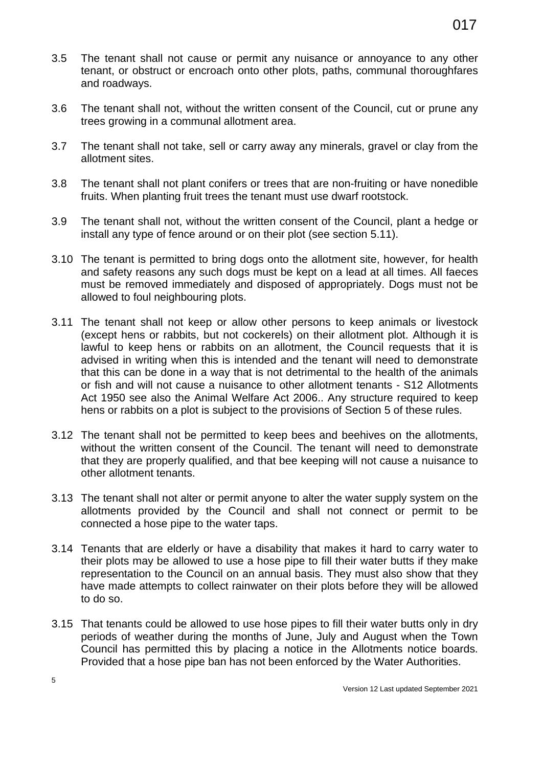3.5 The tenant shall not cause or permit any nuisance or annoyance to any other tenant, or obstruct or encroach onto other plots, paths, communal thoroughfares and roadways.

3.6 The tenant shall not, without the written consent of the Council, cut or prune any trees growing in a communal allotment area.

3.7 The tenant shall not take, sell or carry away any minerals, gravel or clay from the allotment sites.

3.8 The tenant shall not plant conifers or trees that are non-fruiting or have nonedible fruits. When planting fruit trees the tenant must use dwarf rootstock.

3.9 The tenant shall not, without the written consent of the Council, plant a hedge or install any type of fence around or on their plot (see section 5.11).

3.10 The tenant is permitted to bring dogs onto the allotment site, however, for health and safety reasons any such dogs must be kept on a lead at all times. All faeces must be removed immediately and disposed of appropriately. Dogs must not be allowed to foul neighbouring plots.

3.11 The tenant shall not keep or allow other persons to keep animals or livestock (except hens or rabbits, but not cockerels) on their allotment plot. Although it is lawful to keep hens or rabbits on an allotment, the Council requests that it is advised in writing when this is intended and the tenant will need to demonstrate that this can be done in a way that is not detrimental to the health of the animals or fish and will not cause a nuisance to other allotment tenants - S12 Allotments Act 1950 see also the Animal Welfare Act 2006.. Any structure required to keep hens or rabbits on a plot is subject to the provisions of Section 5 of these rules.

3.12 The tenant shall not be permitted to keep bees and beehives on the allotments, without the written consent of the Council. The tenant will need to demonstrate that they are properly qualified, and that bee keeping will not cause a nuisance to other allotment tenants.

3.13 The tenant shall not alter or permit anyone to alter the water supply system on the allotments provided by the Council and shall not connect or permit to be connected a hose pipe to the water taps.

3.14 Tenants that are elderly or have a disability that makes it hard to carry water to their plots may be allowed to use a hose pipe to fill their water butts if they make representation to the Council on an annual basis. They must also show that they have made attempts to collect rainwater on their plots before they will be allowed to do so.

3.15 That tenants could be allowed to use hose pipes to fill their water butts only in dry periods of weather during the months of June, July and August when the Town Council has permitted this by placing a notice in the Allotments notice boards. Provided that a hose pipe ban has not been enforced by the Water Authorities.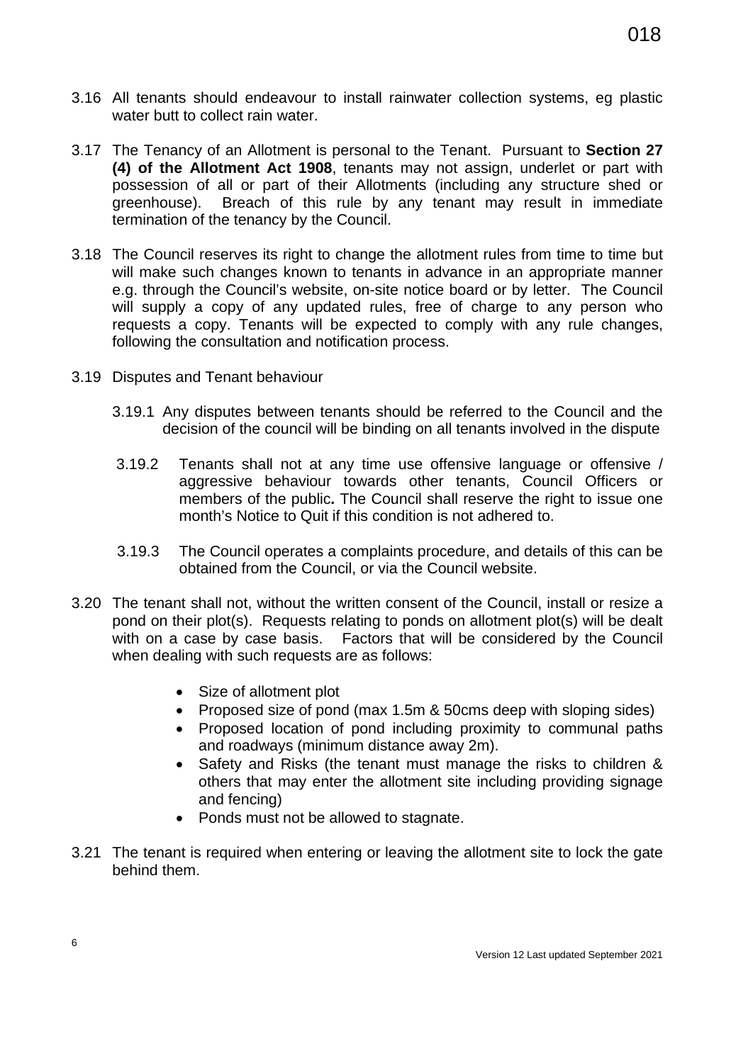3.16 All tenants should endeavour to install rainwater collection systems, eg plastic water butt to collect rain water.

3.17 The Tenancy of an Allotment is personal to the Tenant. Pursuant to **Section 27 (4) of the Allotment Act 1908**, tenants may not assign, underlet or part with possession of all or part of their Allotments (including any structure shed or greenhouse). Breach of this rule by any tenant may result in immediate termination of the tenancy by the Council.

3.18 The Council reserves its right to change the allotment rules from time to time but will make such changes known to tenants in advance in an appropriate manner e.g. through the Council's website, on-site notice board or by letter. The Council will supply a copy of any updated rules, free of charge to any person who requests a copy. Tenants will be expected to comply with any rule changes, following the consultation and notification process.

3.19 Disputes and Tenant behaviour

3.19.1 Any disputes between tenants should be referred to the Council and the decision of the council will be binding on all tenants involved in the dispute

3.19.2 Tenants shall not at any time use offensive language or offensive / aggressive behaviour towards other tenants, Council Officers or members of the public**.** The Council shall reserve the right to issue one month's Notice to Quit if this condition is not adhered to.

3.19.3 The Council operates a complaints procedure, and details of this can be obtained from the Council, or via the Council website.

3.20 The tenant shall not, without the written consent of the Council, install or resize a pond on their plot(s). Requests relating to ponds on allotment plot(s) will be dealt with on a case by case basis. Factors that will be considered by the Council when dealing with such requests are as follows:

- Size of allotment plot
- Proposed size of pond (max 1.5m & 50cms deep with sloping sides)
- Proposed location of pond including proximity to communal paths and roadways (minimum distance away 2m).
- Safety and Risks (the tenant must manage the risks to children & others that may enter the allotment site including providing signage and fencing)
- Ponds must not be allowed to stagnate.

3.21 The tenant is required when entering or leaving the allotment site to lock the gate behind them.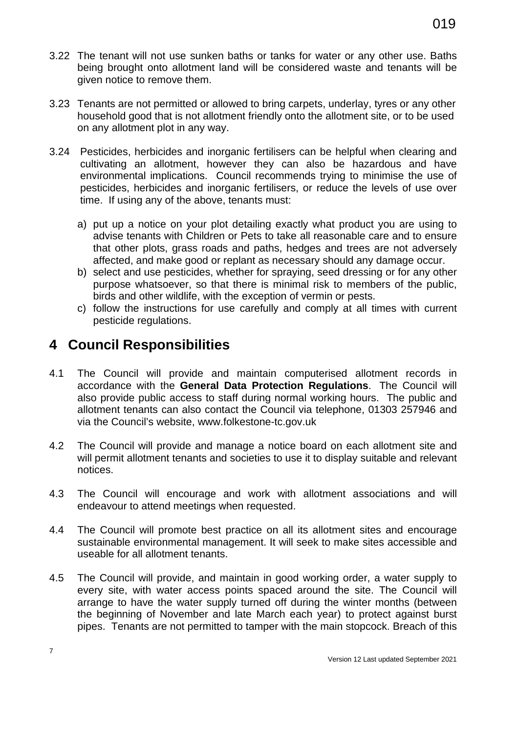3.22 The tenant will not use sunken baths or tanks for water or any other use. Baths being brought onto allotment land will be considered waste and tenants will be given notice to remove them.

3.23 Tenants are not permitted or allowed to bring carpets, underlay, tyres or any other household good that is not allotment friendly onto the allotment site, or to be used on any allotment plot in any way.

3.24 Pesticides, herbicides and inorganic fertilisers can be helpful when clearing and cultivating an allotment, however they can also be hazardous and have environmental implications. Council recommends trying to minimise the use of pesticides, herbicides and inorganic fertilisers, or reduce the levels of use over time. If using any of the above, tenants must:

a) put up a notice on your plot detailing exactly what product you are using to advise tenants with Children or Pets to take all reasonable care and to ensure that other plots, grass roads and paths, hedges and trees are not adversely affected, and make good or replant as necessary should any damage occur.
b) select and use pesticides, whether for spraying, seed dressing or for any other purpose whatsoever, so that there is minimal risk to members of the public, birds and other wildlife, with the exception of vermin or pests.
c) follow the instructions for use carefully and comply at all times with current pesticide regulations.

# 4 Council Responsibilities

4.1 The Council will provide and maintain computerised allotment records in accordance with the **General Data Protection Regulations**. The Council will also provide public access to staff during normal working hours. The public and allotment tenants can also contact the Council via telephone, 01303 257946 and via the Council's website, www.folkestone-tc.gov.uk

4.2 The Council will provide and manage a notice board on each allotment site and will permit allotment tenants and societies to use it to display suitable and relevant notices.

4.3 The Council will encourage and work with allotment associations and will endeavour to attend meetings when requested.

4.4 The Council will promote best practice on all its allotment sites and encourage sustainable environmental management. It will seek to make sites accessible and useable for all allotment tenants.

4.5 The Council will provide, and maintain in good working order, a water supply to every site, with water access points spaced around the site. The Council will arrange to have the water supply turned off during the winter months (between the beginning of November and late March each year) to protect against burst pipes. Tenants are not permitted to tamper with the main stopcock. Breach of this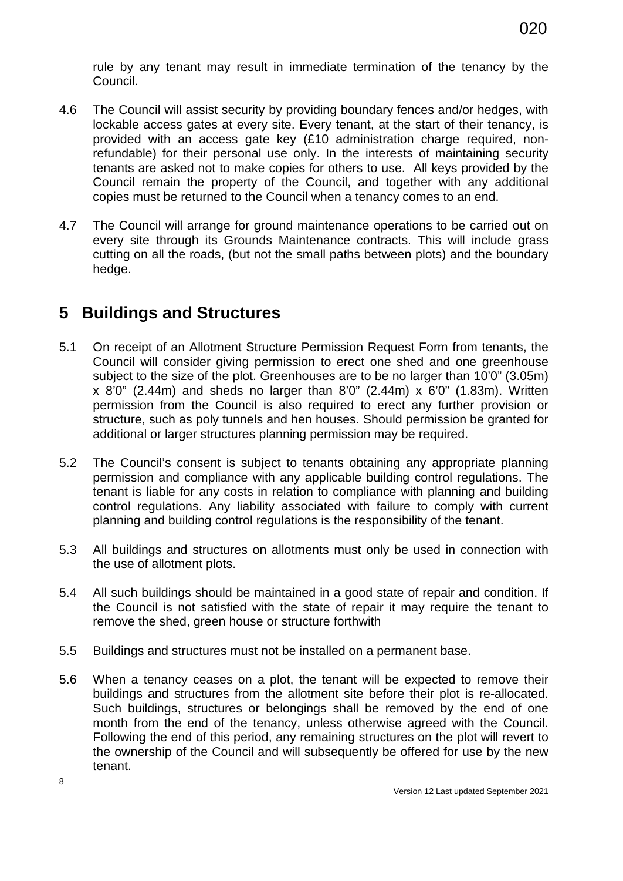rule by any tenant may result in immediate termination of the tenancy by the Council.

4.6 The Council will assist security by providing boundary fences and/or hedges, with lockable access gates at every site. Every tenant, at the start of their tenancy, is provided with an access gate key (£10 administration charge required, non-refundable) for their personal use only. In the interests of maintaining security tenants are asked not to make copies for others to use. All keys provided by the Council remain the property of the Council, and together with any additional copies must be returned to the Council when a tenancy comes to an end.

4.7 The Council will arrange for ground maintenance operations to be carried out on every site through its Grounds Maintenance contracts. This will include grass cutting on all the roads, (but not the small paths between plots) and the boundary hedge.

## 5 Buildings and Structures

5.1 On receipt of an Allotment Structure Permission Request Form from tenants, the Council will consider giving permission to erect one shed and one greenhouse subject to the size of the plot. Greenhouses are to be no larger than 10'0" (3.05m) x 8'0" (2.44m) and sheds no larger than 8'0" (2.44m) x 6'0" (1.83m). Written permission from the Council is also required to erect any further provision or structure, such as poly tunnels and hen houses. Should permission be granted for additional or larger structures planning permission may be required.

5.2 The Council's consent is subject to tenants obtaining any appropriate planning permission and compliance with any applicable building control regulations. The tenant is liable for any costs in relation to compliance with planning and building control regulations. Any liability associated with failure to comply with current planning and building control regulations is the responsibility of the tenant.

5.3 All buildings and structures on allotments must only be used in connection with the use of allotment plots.

5.4 All such buildings should be maintained in a good state of repair and condition. If the Council is not satisfied with the state of repair it may require the tenant to remove the shed, green house or structure forthwith

5.5 Buildings and structures must not be installed on a permanent base.

5.6 When a tenancy ceases on a plot, the tenant will be expected to remove their buildings and structures from the allotment site before their plot is re-allocated. Such buildings, structures or belongings shall be removed by the end of one month from the end of the tenancy, unless otherwise agreed with the Council. Following the end of this period, any remaining structures on the plot will revert to the ownership of the Council and will subsequently be offered for use by the new tenant.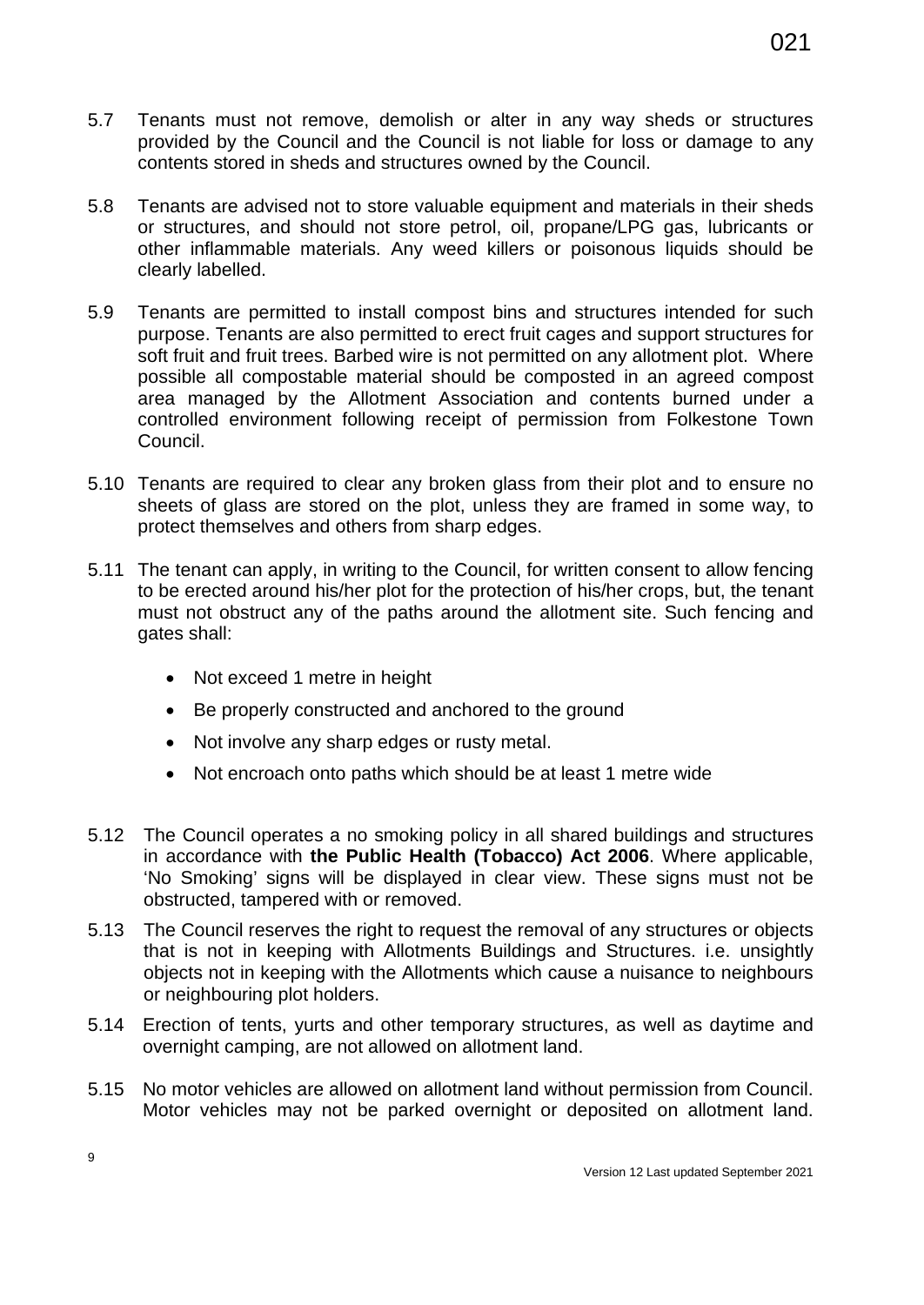5.7 Tenants must not remove, demolish or alter in any way sheds or structures provided by the Council and the Council is not liable for loss or damage to any contents stored in sheds and structures owned by the Council.

5.8 Tenants are advised not to store valuable equipment and materials in their sheds or structures, and should not store petrol, oil, propane/LPG gas, lubricants or other inflammable materials. Any weed killers or poisonous liquids should be clearly labelled.

5.9 Tenants are permitted to install compost bins and structures intended for such purpose. Tenants are also permitted to erect fruit cages and support structures for soft fruit and fruit trees. Barbed wire is not permitted on any allotment plot. Where possible all compostable material should be composted in an agreed compost area managed by the Allotment Association and contents burned under a controlled environment following receipt of permission from Folkestone Town Council.

5.10 Tenants are required to clear any broken glass from their plot and to ensure no sheets of glass are stored on the plot, unless they are framed in some way, to protect themselves and others from sharp edges.

5.11 The tenant can apply, in writing to the Council, for written consent to allow fencing to be erected around his/her plot for the protection of his/her crops, but, the tenant must not obstruct any of the paths around the allotment site. Such fencing and gates shall:

- Not exceed 1 metre in height
- Be properly constructed and anchored to the ground
- Not involve any sharp edges or rusty metal.
- Not encroach onto paths which should be at least 1 metre wide

5.12 The Council operates a no smoking policy in all shared buildings and structures in accordance with **the Public Health (Tobacco) Act 2006**. Where applicable, 'No Smoking' signs will be displayed in clear view. These signs must not be obstructed, tampered with or removed.

5.13 The Council reserves the right to request the removal of any structures or objects that is not in keeping with Allotments Buildings and Structures. i.e. unsightly objects not in keeping with the Allotments which cause a nuisance to neighbours or neighbouring plot holders.

5.14 Erection of tents, yurts and other temporary structures, as well as daytime and overnight camping, are not allowed on allotment land.

5.15 No motor vehicles are allowed on allotment land without permission from Council. Motor vehicles may not be parked overnight or deposited on allotment land.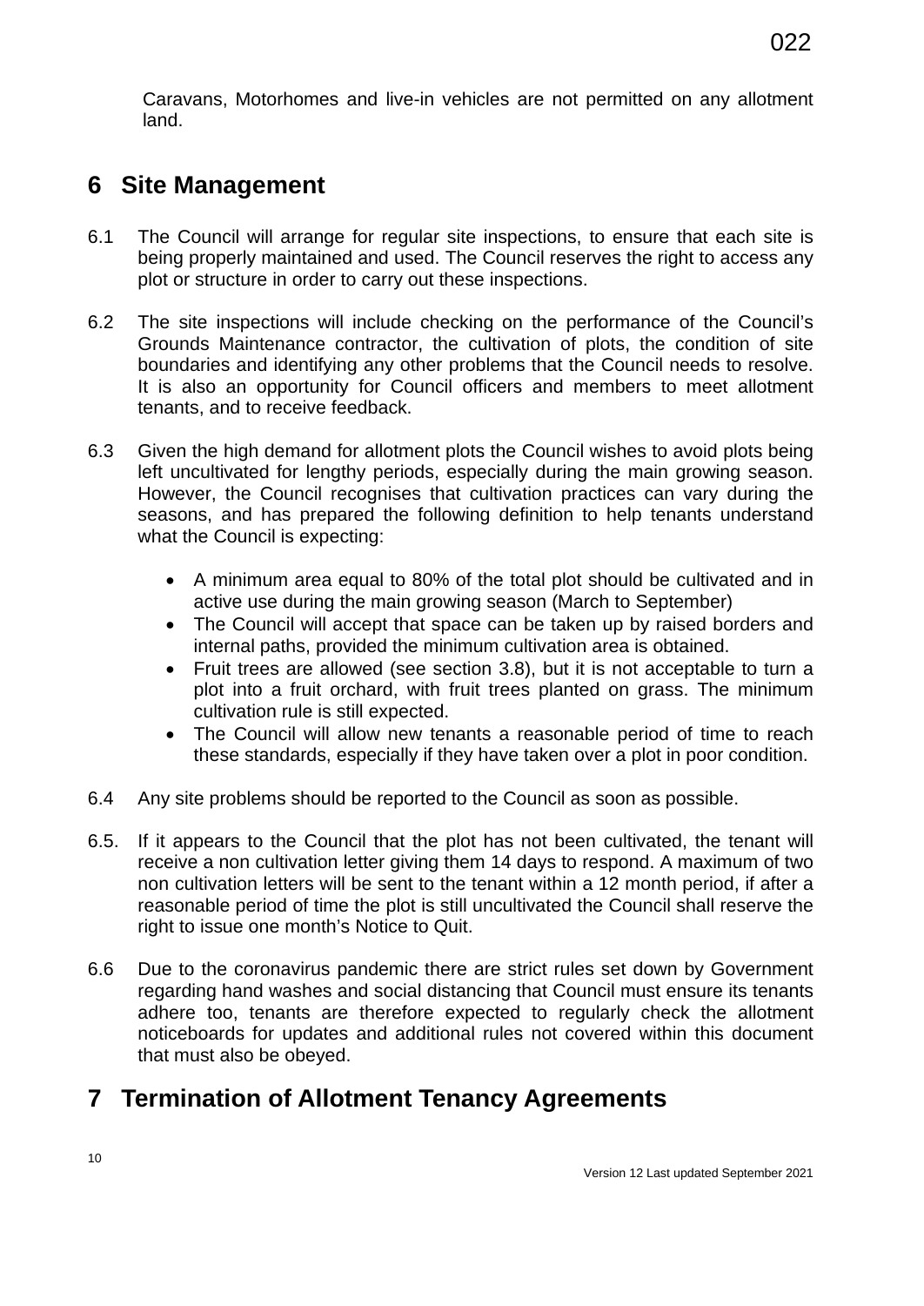Caravans, Motorhomes and live-in vehicles are not permitted on any allotment land.

## 6 Site Management

6.1 The Council will arrange for regular site inspections, to ensure that each site is being properly maintained and used. The Council reserves the right to access any plot or structure in order to carry out these inspections.

6.2 The site inspections will include checking on the performance of the Council's Grounds Maintenance contractor, the cultivation of plots, the condition of site boundaries and identifying any other problems that the Council needs to resolve. It is also an opportunity for Council officers and members to meet allotment tenants, and to receive feedback.

6.3 Given the high demand for allotment plots the Council wishes to avoid plots being left uncultivated for lengthy periods, especially during the main growing season. However, the Council recognises that cultivation practices can vary during the seasons, and has prepared the following definition to help tenants understand what the Council is expecting:

- A minimum area equal to 80% of the total plot should be cultivated and in active use during the main growing season (March to September)
- The Council will accept that space can be taken up by raised borders and internal paths, provided the minimum cultivation area is obtained.
- Fruit trees are allowed (see section 3.8), but it is not acceptable to turn a plot into a fruit orchard, with fruit trees planted on grass. The minimum cultivation rule is still expected.
- The Council will allow new tenants a reasonable period of time to reach these standards, especially if they have taken over a plot in poor condition.

6.4 Any site problems should be reported to the Council as soon as possible.

6.5. If it appears to the Council that the plot has not been cultivated, the tenant will receive a non cultivation letter giving them 14 days to respond. A maximum of two non cultivation letters will be sent to the tenant within a 12 month period, if after a reasonable period of time the plot is still uncultivated the Council shall reserve the right to issue one month's Notice to Quit.

6.6 Due to the coronavirus pandemic there are strict rules set down by Government regarding hand washes and social distancing that Council must ensure its tenants adhere too, tenants are therefore expected to regularly check the allotment noticeboards for updates and additional rules not covered within this document that must also be obeyed.

## 7 Termination of Allotment Tenancy Agreements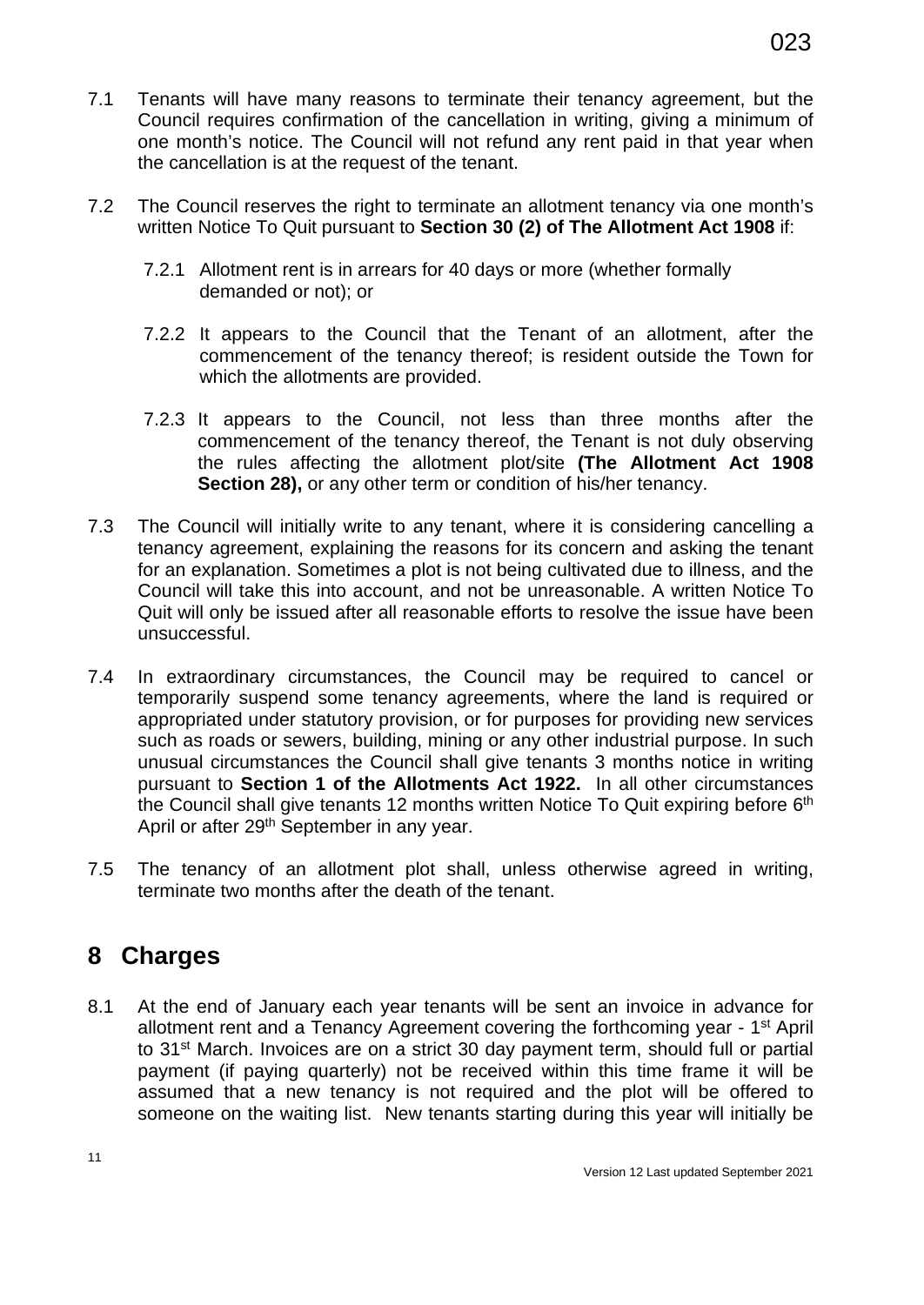7.1 Tenants will have many reasons to terminate their tenancy agreement, but the Council requires confirmation of the cancellation in writing, giving a minimum of one month's notice. The Council will not refund any rent paid in that year when the cancellation is at the request of the tenant.

7.2 The Council reserves the right to terminate an allotment tenancy via one month's written Notice To Quit pursuant to **Section 30 (2) of The Allotment Act 1908** if:

7.2.1 Allotment rent is in arrears for 40 days or more (whether formally demanded or not); or

7.2.2 It appears to the Council that the Tenant of an allotment, after the commencement of the tenancy thereof; is resident outside the Town for which the allotments are provided.

7.2.3 It appears to the Council, not less than three months after the commencement of the tenancy thereof, the Tenant is not duly observing the rules affecting the allotment plot/site **(The Allotment Act 1908 Section 28),** or any other term or condition of his/her tenancy.

7.3 The Council will initially write to any tenant, where it is considering cancelling a tenancy agreement, explaining the reasons for its concern and asking the tenant for an explanation. Sometimes a plot is not being cultivated due to illness, and the Council will take this into account, and not be unreasonable. A written Notice To Quit will only be issued after all reasonable efforts to resolve the issue have been unsuccessful.

7.4 In extraordinary circumstances, the Council may be required to cancel or temporarily suspend some tenancy agreements, where the land is required or appropriated under statutory provision, or for purposes for providing new services such as roads or sewers, building, mining or any other industrial purpose. In such unusual circumstances the Council shall give tenants 3 months notice in writing pursuant to **Section 1 of the Allotments Act 1922.** In all other circumstances the Council shall give tenants 12 months written Notice To Quit expiring before 6th April or after 29th September in any year.

7.5 The tenancy of an allotment plot shall, unless otherwise agreed in writing, terminate two months after the death of the tenant.

# 8 Charges

8.1 At the end of January each year tenants will be sent an invoice in advance for allotment rent and a Tenancy Agreement covering the forthcoming year - 1st April to 31st March. Invoices are on a strict 30 day payment term, should full or partial payment (if paying quarterly) not be received within this time frame it will be assumed that a new tenancy is not required and the plot will be offered to someone on the waiting list. New tenants starting during this year will initially be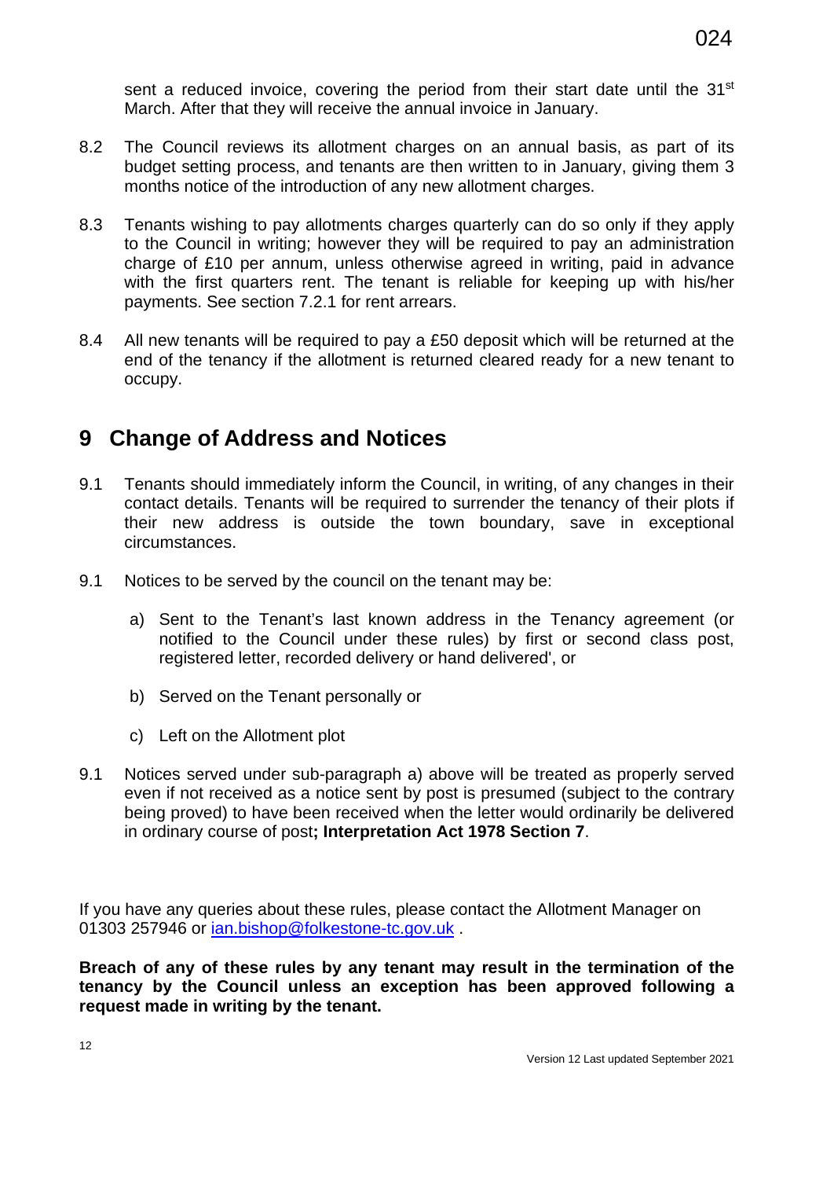sent a reduced invoice, covering the period from their start date until the 31st March. After that they will receive the annual invoice in January.

8.2 The Council reviews its allotment charges on an annual basis, as part of its budget setting process, and tenants are then written to in January, giving them 3 months notice of the introduction of any new allotment charges.

8.3 Tenants wishing to pay allotments charges quarterly can do so only if they apply to the Council in writing; however they will be required to pay an administration charge of £10 per annum, unless otherwise agreed in writing, paid in advance with the first quarters rent. The tenant is reliable for keeping up with his/her payments. See section 7.2.1 for rent arrears.

8.4 All new tenants will be required to pay a £50 deposit which will be returned at the end of the tenancy if the allotment is returned cleared ready for a new tenant to occupy.

# 9 Change of Address and Notices

9.1 Tenants should immediately inform the Council, in writing, of any changes in their contact details. Tenants will be required to surrender the tenancy of their plots if their new address is outside the town boundary, save in exceptional circumstances.

9.1 Notices to be served by the council on the tenant may be:

a) Sent to the Tenant's last known address in the Tenancy agreement (or notified to the Council under these rules) by first or second class post, registered letter, recorded delivery or hand delivered', or

b) Served on the Tenant personally or

c) Left on the Allotment plot

9.1 Notices served under sub-paragraph a) above will be treated as properly served even if not received as a notice sent by post is presumed (subject to the contrary being proved) to have been received when the letter would ordinarily be delivered in ordinary course of post**; Interpretation Act 1978 Section 7**.

If you have any queries about these rules, please contact the Allotment Manager on 01303 257946 or [ian.bishop@folkestone-tc.gov.uk](mailto:ian.bishop@folkestone-tc.gov.uk) .

**Breach of any of these rules by any tenant may result in the termination of the tenancy by the Council unless an exception has been approved following a request made in writing by the tenant.**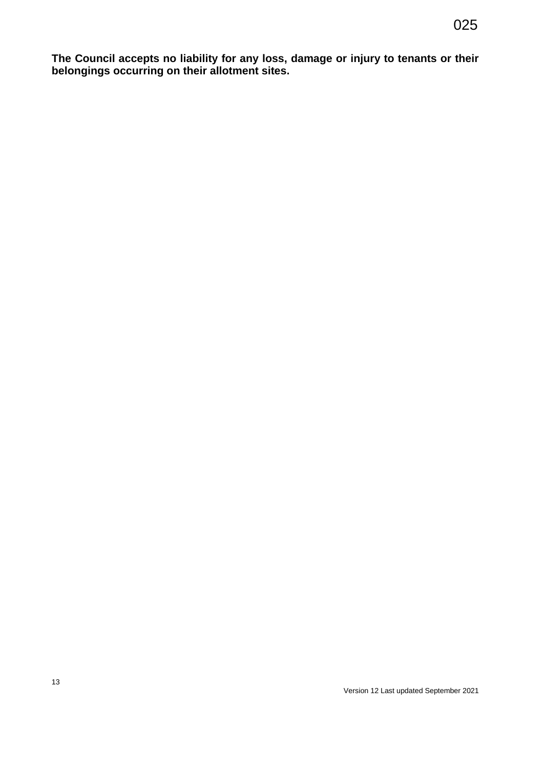**The Council accepts no liability for any loss, damage or injury to tenants or their belongings occurring on their allotment sites.**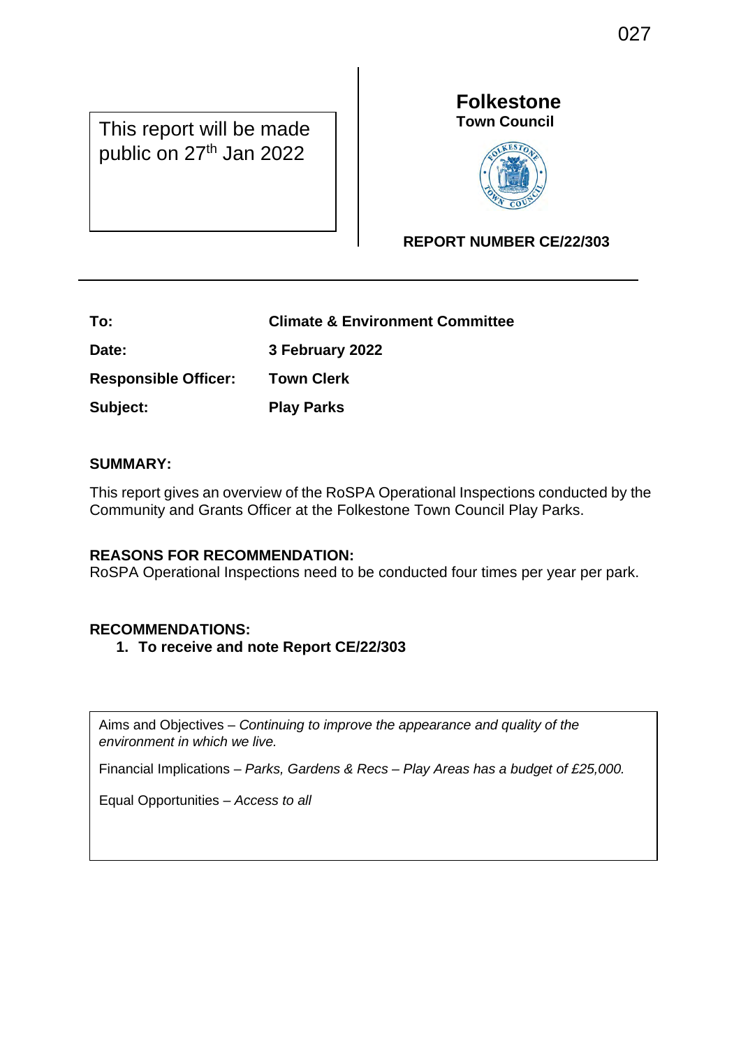This report will be made public on 27th Jan 2022

**Folkestone**
**Town Council**

**REPORT NUMBER CE/22/303**

---

| | |
|---|---|
| **To:** | **Climate & Environment Committee** |
| **Date:** | **3 February 2022** |
| **Responsible Officer:** | **Town Clerk** |
| **Subject:** | **Play Parks** |

**SUMMARY:**

This report gives an overview of the RoSPA Operational Inspections conducted by the Community and Grants Officer at the Folkestone Town Council Play Parks.

**REASONS FOR RECOMMENDATION:**
RoSPA Operational Inspections need to be conducted four times per year per park.

**RECOMMENDATIONS:**

1. **To receive and note Report CE/22/303**

Aims and Objectives – *Continuing to improve the appearance and quality of the environment in which we live.*

Financial Implications – *Parks, Gardens & Recs – Play Areas has a budget of £25,000.*

Equal Opportunities – *Access to all*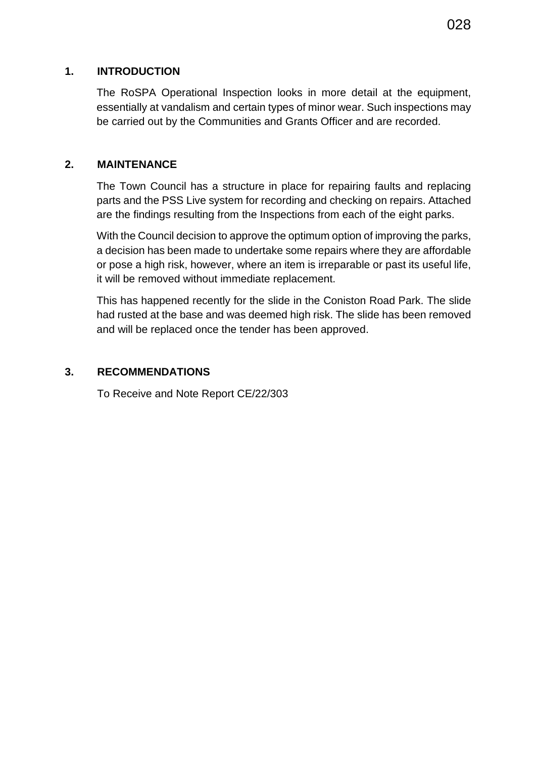## 1. INTRODUCTION

The RoSPA Operational Inspection looks in more detail at the equipment, essentially at vandalism and certain types of minor wear. Such inspections may be carried out by the Communities and Grants Officer and are recorded.

## 2. MAINTENANCE

The Town Council has a structure in place for repairing faults and replacing parts and the PSS Live system for recording and checking on repairs. Attached are the findings resulting from the Inspections from each of the eight parks.

With the Council decision to approve the optimum option of improving the parks, a decision has been made to undertake some repairs where they are affordable or pose a high risk, however, where an item is irreparable or past its useful life, it will be removed without immediate replacement.

This has happened recently for the slide in the Coniston Road Park. The slide had rusted at the base and was deemed high risk. The slide has been removed and will be replaced once the tender has been approved.

## 3. RECOMMENDATIONS

To Receive and Note Report CE/22/303